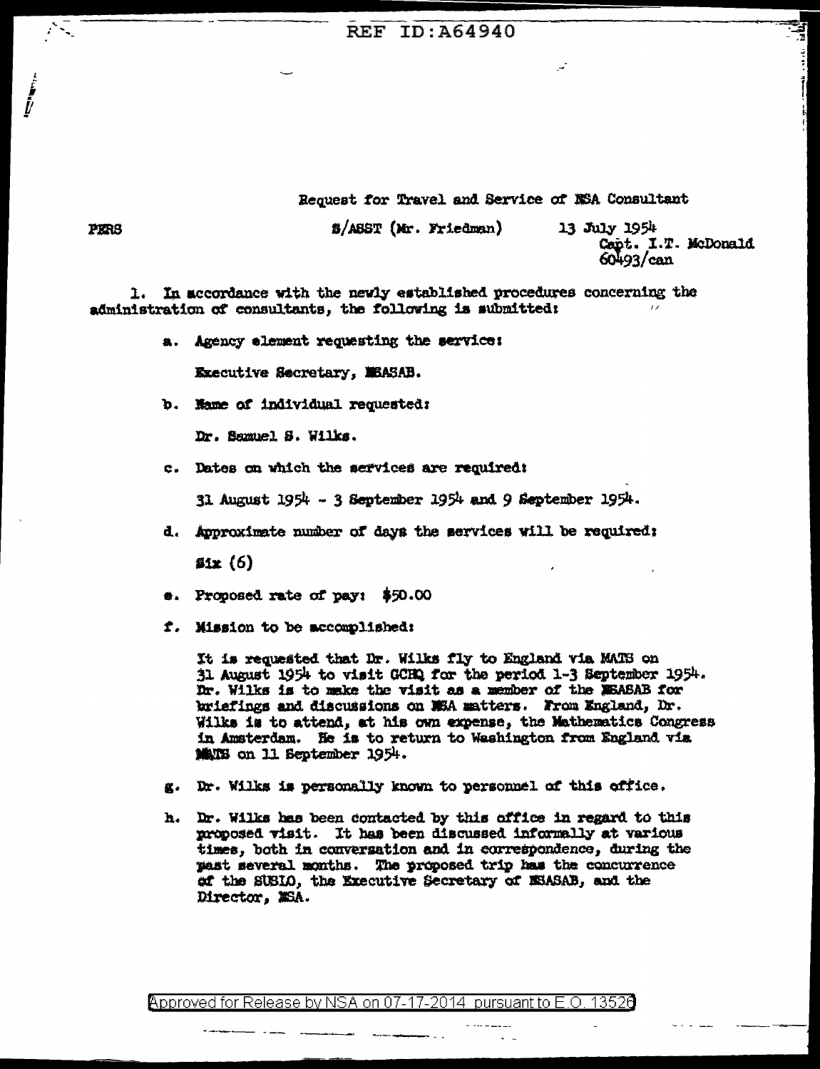REF ID:A64940

Request for Travel and Service of NSA Consultant

PERS S/ASST (Mr. Friedman) 13 July 1954
Capt. I.T. McDonald
60493/can

1. In accordance with the newly established procedures concerning the administration of consultants, the following is submitted:

a. Agency element requesting the service:

Executive Secretary, NSASAB.

b. Name of individual requested:

Dr. Samuel S. Wilks.

c. Dates on which the services are required:

31 August 1954 - 3 September 1954 and 9 September 1954.

d. Approximate number of days the services will be required:

Six (6)

e. Proposed rate of pay: $50.00

f. Mission to be accomplished:

It is requested that Dr. Wilks fly to England via MATS on 31 August 1954 to visit GCHQ for the period 1-3 September 1954. Dr. Wilks is to make the visit as a member of the NSASAB for briefings and discussions on NSA matters. From England, Dr. Wilks is to attend, at his own expense, the Mathematics Congress in Amsterdam. He is to return to Washington from England via MATS on 11 September 1954.

g. Dr. Wilks is personally known to personnel of this office.

h. Dr. Wilks has been contacted by this office in regard to this proposed visit. It has been discussed informally at various times, both in conversation and in correspondence, during the past several months. The proposed trip has the concurrence of the SUSLO, the Executive Secretary of NSASAB, and the Director, NSA.

Approved for Release by NSA on 07-17-2014 pursuant to E.O. 13526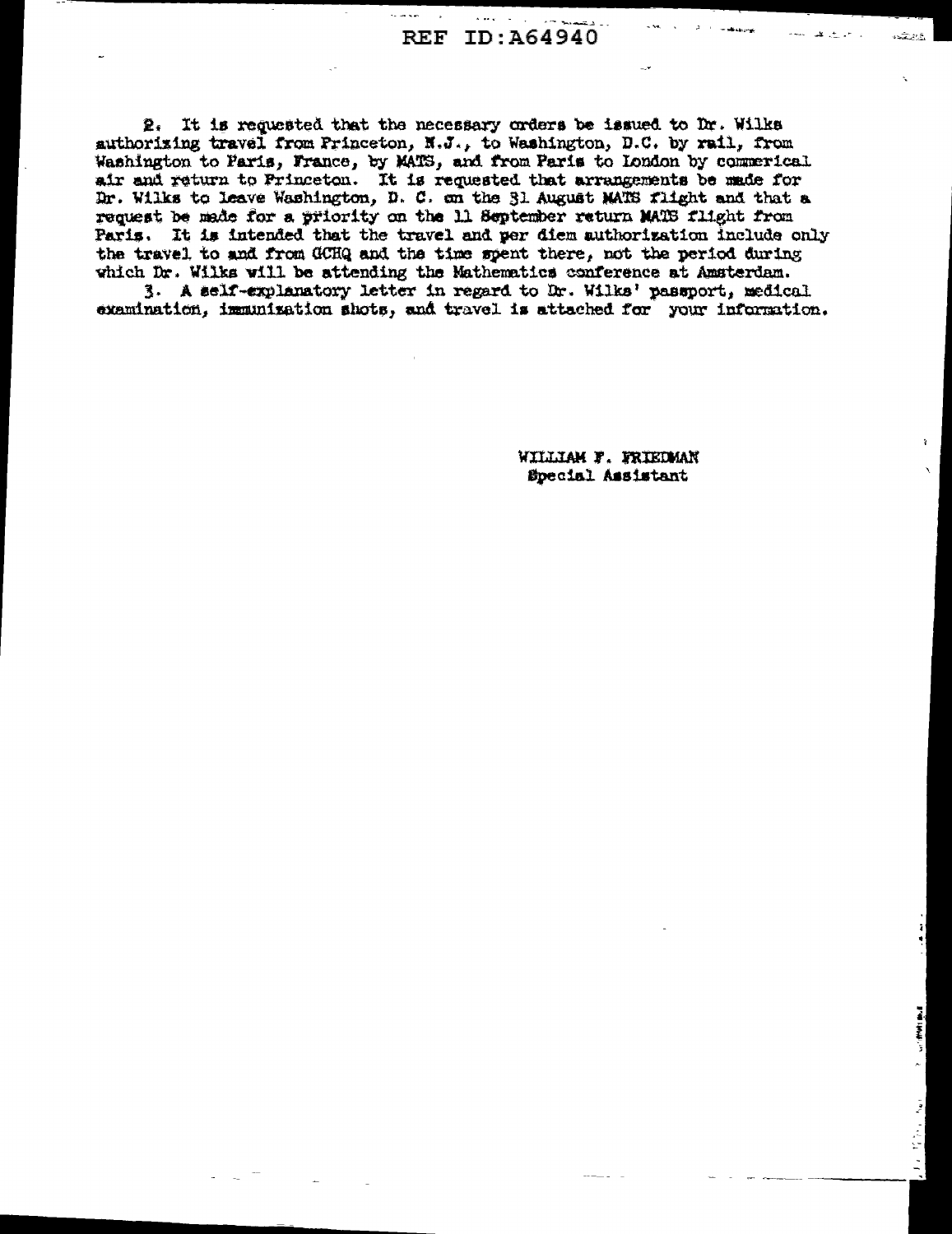2. It is requested that the necessary orders be issued to Dr. Wilks authorizing travel from Princeton, N.J., to Washington, D.C. by rail, from Washington to Paris, France, by MATS, and from Paris to London by commerical air and return to Princeton. It is requested that arrangements be made for Dr. Wilks to leave Washington, D. C. on the 31 August MATS flight and that a request be made for a priority on the 11 September return MATS flight from Paris. It is intended that the travel and per diem authorization include only the travel to and from GCHQ and the time spent there, not the period during which Dr. Wilks will be attending the Mathematics conference at Amsterdam.

3. A self-explanatory letter in regard to Dr. Wilks' passport, medical examination, immunization shots, and travel is attached for your information.

WILLIAM F. FRIEDMAN
Special Assistant